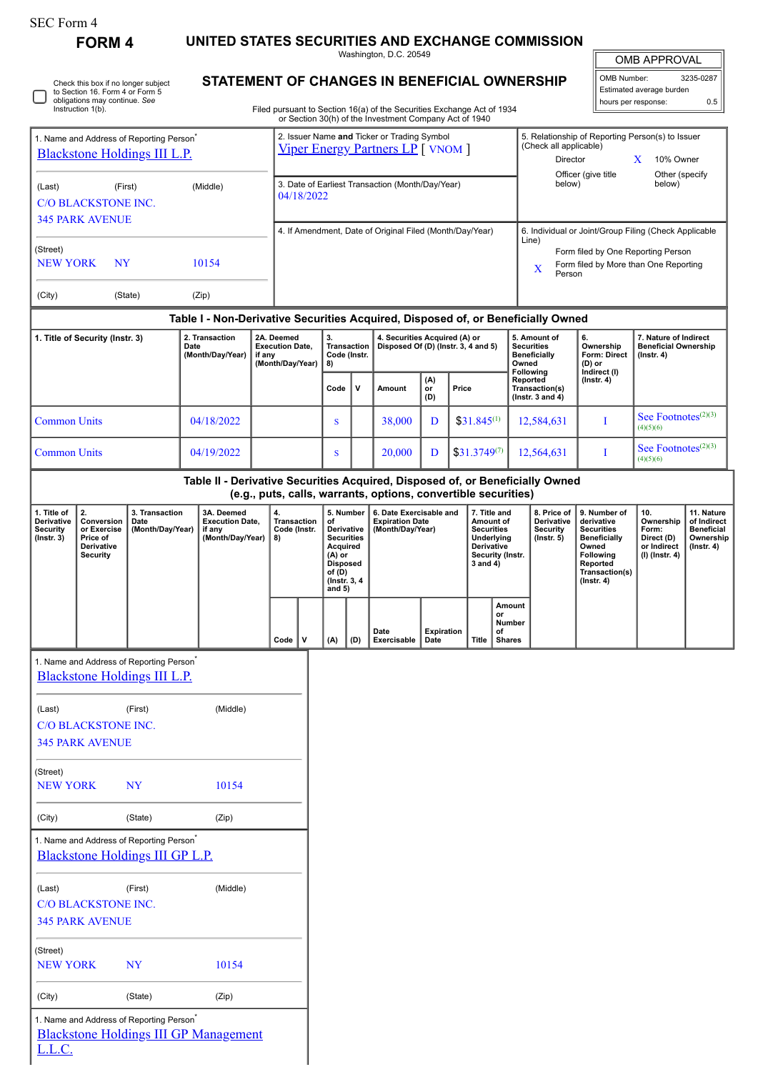SEC Form 4

**FORM 4**

# UNITED STATES SECURITIES AND EXCHANGE COMMISSION

Washington, D.C. 20549

## STATEMENT OF CHANGES IN BENEFICIAL OWNERSHIP

Filed pursuant to Section 16(a) of the Securities Exchange Act of 1934 or Section 30(h) of the Investment Company Act of 1940

| OMB APPROVAL | |
|---|---|
| OMB Number: | 3235-0287 |
| Estimated average burden | |
| hours per response: | 0.5 |

☐ Check this box if no longer subject to Section 16. Form 4 or Form 5 obligations may continue. *See* Instruction 1(b).

1. Name and Address of Reporting Person*
Blackstone Holdings III L.P.

(Last) (First) (Middle)
C/O BLACKSTONE INC.
345 PARK AVENUE

(Street)
NEW YORK NY 10154

(City) (State) (Zip)

2. Issuer Name **and** Ticker or Trading Symbol
Viper Energy Partners LP [ VNOM ]

3. Date of Earliest Transaction (Month/Day/Year)
04/18/2022

4. If Amendment, Date of Original Filed (Month/Day/Year)

5. Relationship of Reporting Person(s) to Issuer (Check all applicable)
Director | X 10% Owner
Officer (give title below) | Other (specify below)

6. Individual or Joint/Group Filing (Check Applicable Line)
Form filed by One Reporting Person
X Form filed by More than One Reporting Person

### Table I - Non-Derivative Securities Acquired, Disposed of, or Beneficially Owned

| 1. Title of Security (Instr. 3) | 2. Transaction Date (Month/Day/Year) | 2A. Deemed Execution Date, if any (Month/Day/Year) | 3. Transaction Code (Instr. 8) | | 4. Securities Acquired (A) or Disposed Of (D) (Instr. 3, 4 and 5) | | | 5. Amount of Securities Beneficially Owned Following Reported Transaction(s) (Instr. 3 and 4) | 6. Ownership Form: Direct (D) or Indirect (I) (Instr. 4) | 7. Nature of Indirect Beneficial Ownership (Instr. 4) |
|---|---|---|---|---|---|---|---|---|---|---|
| | | | Code | V | Amount | (A) or (D) | Price | | | |
| Common Units | 04/18/2022 | | S | | 38,000 | D | $31.845[1] | 12,584,631 | I | See Footnotes[2][3][4][5][6] |
| Common Units | 04/19/2022 | | S | | 20,000 | D | $31.3749[7] | 12,564,631 | I | See Footnotes[2][3][4][5][6] |

### Table II - Derivative Securities Acquired, Disposed of, or Beneficially Owned (e.g., puts, calls, warrants, options, convertible securities)

| 1. Title of Derivative Security (Instr. 3) | 2. Conversion or Exercise Price of Derivative Security | 3. Transaction Date (Month/Day/Year) | 3A. Deemed Execution Date, if any (Month/Day/Year) | 4. Transaction Code (Instr. 8) | | 5. Number of Derivative Securities Acquired (A) or Disposed of (D) (Instr. 3, 4 and 5) | | 6. Date Exercisable and Expiration Date (Month/Day/Year) | | 7. Title and Amount of Securities Underlying Derivative Security (Instr. 3 and 4) | | 8. Price of Derivative Security (Instr. 5) | 9. Number of derivative Securities Beneficially Owned Following Reported Transaction(s) (Instr. 4) | 10. Ownership Form: Direct (D) or Indirect (I) (Instr. 4) | 11. Nature of Indirect Beneficial Ownership (Instr. 4) |
|---|---|---|---|---|---|---|---|---|---|---|---|---|---|---|---|
| | | | | Code | V | (A) | (D) | Date Exercisable | Expiration Date | Title | Amount or Number of Shares | | | | |

1. Name and Address of Reporting Person*
Blackstone Holdings III L.P.

(Last) (First) (Middle)
C/O BLACKSTONE INC.
345 PARK AVENUE

(Street)
NEW YORK NY 10154

(City) (State) (Zip)

1. Name and Address of Reporting Person*
Blackstone Holdings III GP L.P.

(Last) (First) (Middle)
C/O BLACKSTONE INC.
345 PARK AVENUE

(Street)
NEW YORK NY 10154

(City) (State) (Zip)

1. Name and Address of Reporting Person*
Blackstone Holdings III GP Management L.L.C.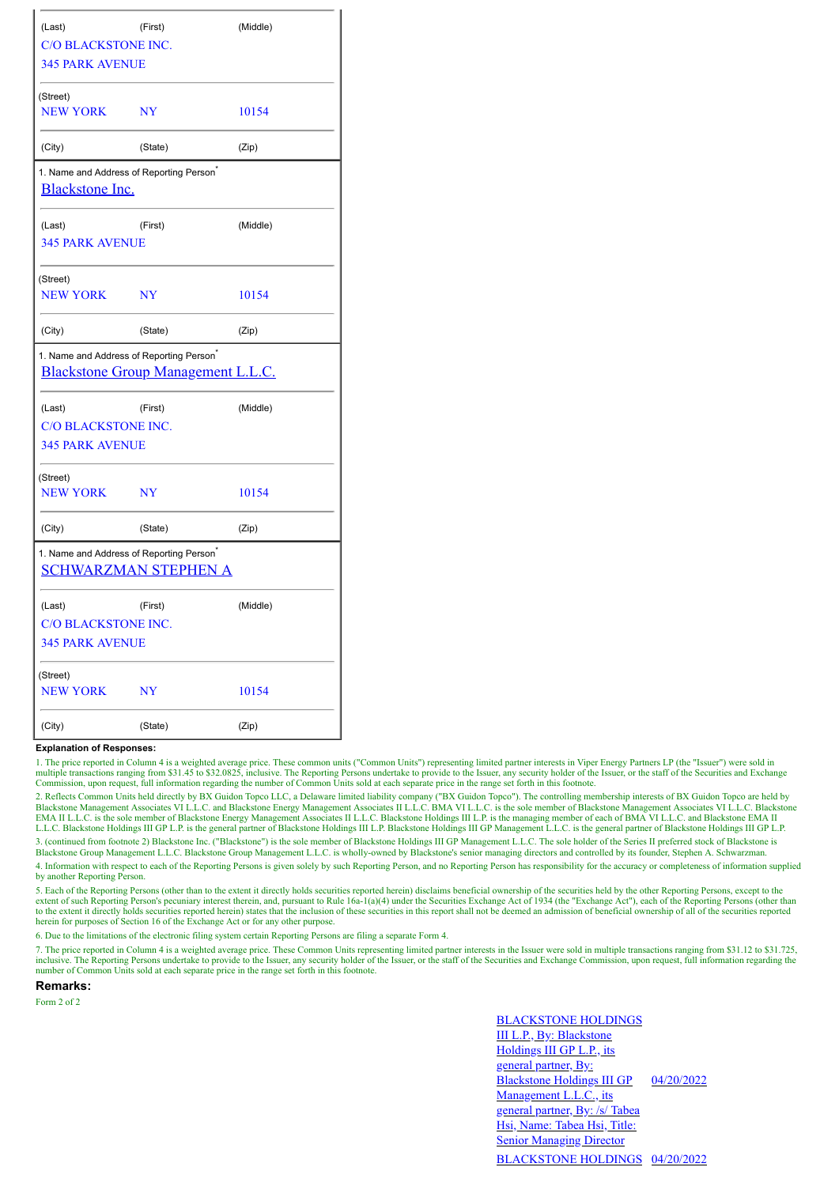| (Last) | (First) | (Middle) |
|---|---|---|
| C/O BLACKSTONE INC. | | |
| 345 PARK AVENUE | | |
| (Street) | | |
| NEW YORK | NY | 10154 |
| (City) | (State) | (Zip) |

1. Name and Address of Reporting Person*

Blackstone Inc.

| (Last) | (First) | (Middle) |
|---|---|---|
| 345 PARK AVENUE | | |
| (Street) | | |
| NEW YORK | NY | 10154 |
| (City) | (State) | (Zip) |

1. Name and Address of Reporting Person*

Blackstone Group Management L.L.C.

| (Last) | (First) | (Middle) |
|---|---|---|
| C/O BLACKSTONE INC. | | |
| 345 PARK AVENUE | | |
| (Street) | | |
| NEW YORK | NY | 10154 |
| (City) | (State) | (Zip) |

1. Name and Address of Reporting Person*

SCHWARZMAN STEPHEN A

| (Last) | (First) | (Middle) |
|---|---|---|
| C/O BLACKSTONE INC. | | |
| 345 PARK AVENUE | | |
| (Street) | | |
| NEW YORK | NY | 10154 |
| (City) | (State) | (Zip) |

**Explanation of Responses:**

1. The price reported in Column 4 is a weighted average price. These common units ("Common Units") representing limited partner interests in Viper Energy Partners LP (the "Issuer") were sold in multiple transactions ranging from $31.45 to $32.0825, inclusive. The Reporting Persons undertake to provide to the Issuer, any security holder of the Issuer, or the staff of the Securities and Exchange Commission, upon request, full information regarding the number of Common Units sold at each separate price in the range set forth in this footnote.

2. Reflects Common Units held directly by BX Guidon Topco LLC, a Delaware limited liability company ("BX Guidon Topco"). The controlling membership interests of BX Guidon Topco are held by Blackstone Management Associates VI L.L.C. and Blackstone Energy Management Associates II L.L.C. BMA VI L.L.C. is the sole member of Blackstone Management Associates VI L.L.C. Blackstone EMA II L.L.C. is the sole member of Blackstone Energy Management Associates II L.L.C. Blackstone Holdings III L.P. is the managing member of each of BMA VI L.L.C. and Blackstone EMA II L.L.C. Blackstone Holdings III GP L.P. is the general partner of Blackstone Holdings III L.P. Blackstone Holdings III GP Management L.L.C. is the general partner of Blackstone Holdings III GP L.P.

3. (continued from footnote 2) Blackstone Inc. ("Blackstone") is the sole member of Blackstone Holdings III GP Management L.L.C. The sole holder of the Series II preferred stock of Blackstone is Blackstone Group Management L.L.C. Blackstone Group Management L.L.C. is wholly-owned by Blackstone's senior managing directors and controlled by its founder, Stephen A. Schwarzman.

4. Information with respect to each of the Reporting Persons is given solely by such Reporting Person, and no Reporting Person has responsibility for the accuracy or completeness of information supplied by another Reporting Person.

5. Each of the Reporting Persons (other than to the extent it directly holds securities reported herein) disclaims beneficial ownership of the securities held by the other Reporting Persons, except to the extent of such Reporting Person's pecuniary interest therein, and, pursuant to Rule 16a-1(a)(4) under the Securities Exchange Act of 1934 (the "Exchange Act"), each of the Reporting Persons (other than to the extent it directly holds securities reported herein) states that the inclusion of these securities in this report shall not be deemed an admission of beneficial ownership of all of the securities reported herein for purposes of Section 16 of the Exchange Act or for any other purpose.

6. Due to the limitations of the electronic filing system certain Reporting Persons are filing a separate Form 4.

7. The price reported in Column 4 is a weighted average price. These Common Units representing limited partner interests in the Issuer were sold in multiple transactions ranging from $31.12 to $31.725, inclusive. The Reporting Persons undertake to provide to the Issuer, any security holder of the Issuer, or the staff of the Securities and Exchange Commission, upon request, full information regarding the number of Common Units sold at each separate price in the range set forth in this footnote.

**Remarks:**

Form 2 of 2

| | |
|---|---|
| BLACKSTONE HOLDINGS III L.P., By: Blackstone Holdings III GP L.P., its general partner, By: Blackstone Holdings III GP Management L.L.C., its general partner, By: /s/ Tabea Hsi, Name: Tabea Hsi, Title: Senior Managing Director | 04/20/2022 |
| BLACKSTONE HOLDINGS | 04/20/2022 |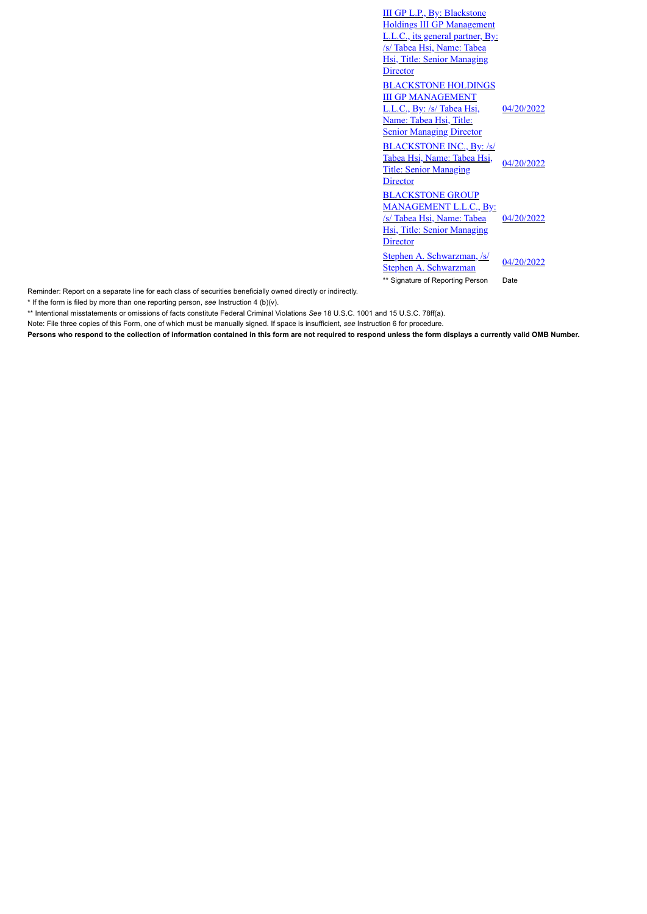| | |
|---|---|
| III GP L.P., By: Blackstone Holdings III GP Management L.L.C., its general partner, By: /s/ Tabea Hsi, Name: Tabea Hsi, Title: Senior Managing Director | |
| BLACKSTONE HOLDINGS III GP MANAGEMENT L.L.C., By: /s/ Tabea Hsi, Name: Tabea Hsi, Title: Senior Managing Director | 04/20/2022 |
| BLACKSTONE INC., By: /s/ Tabea Hsi, Name: Tabea Hsi, Title: Senior Managing Director | 04/20/2022 |
| BLACKSTONE GROUP MANAGEMENT L.L.C., By: /s/ Tabea Hsi, Name: Tabea Hsi, Title: Senior Managing Director | 04/20/2022 |
| Stephen A. Schwarzman, /s/ Stephen A. Schwarzman | 04/20/2022 |
| ** Signature of Reporting Person | Date |

Reminder: Report on a separate line for each class of securities beneficially owned directly or indirectly.

* If the form is filed by more than one reporting person, *see* Instruction 4 (b)(v).

** Intentional misstatements or omissions of facts constitute Federal Criminal Violations *See* 18 U.S.C. 1001 and 15 U.S.C. 78ff(a).

Note: File three copies of this Form, one of which must be manually signed. If space is insufficient, *see* Instruction 6 for procedure.

**Persons who respond to the collection of information contained in this form are not required to respond unless the form displays a currently valid OMB Number.**